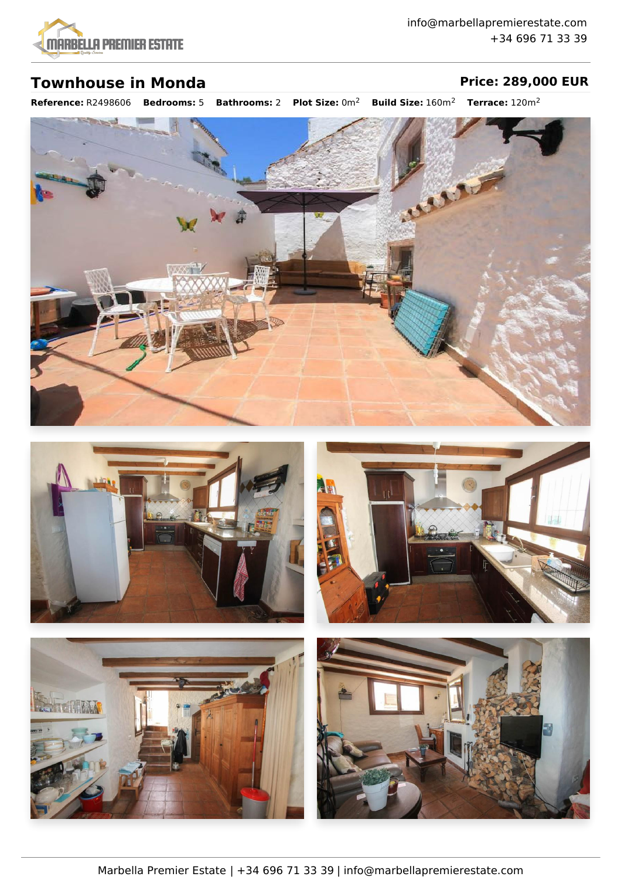# Townhouse in Monda

**Price: 289,000 EUR**

**Reference:** R2498606 **Bedrooms:** 5 **Bathrooms:** 2 **Plot Size:** 0m$^2$ **Build Size:** 160m$^2$ **Terrace:** 120m$^2$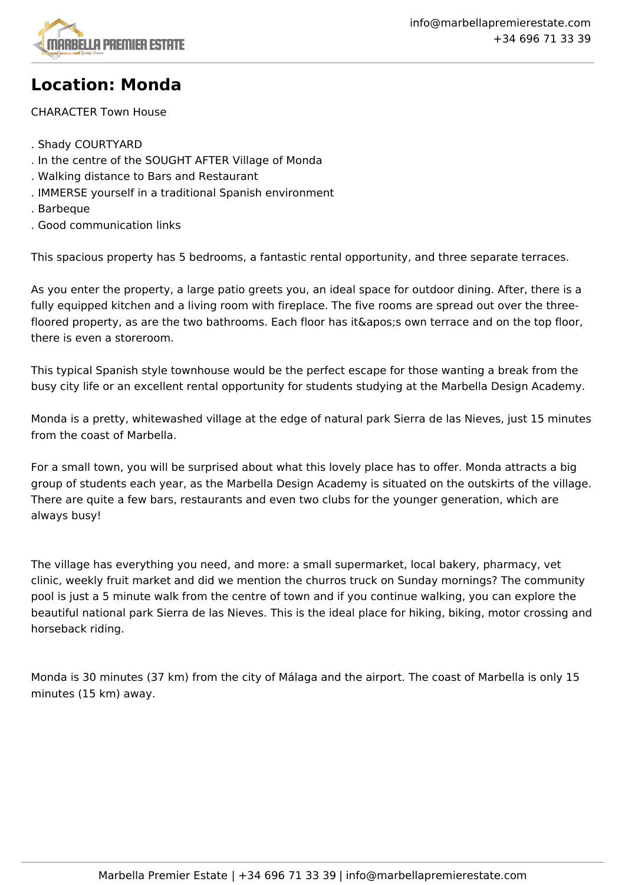# Location: Monda

CHARACTER Town House

. Shady COURTYARD
. In the centre of the SOUGHT AFTER Village of Monda
. Walking distance to Bars and Restaurant
. IMMERSE yourself in a traditional Spanish environment
. Barbeque
. Good communication links

This spacious property has 5 bedrooms, a fantastic rental opportunity, and three separate terraces.

As you enter the property, a large patio greets you, an ideal space for outdoor dining. After, there is a fully equipped kitchen and a living room with fireplace. The five rooms are spread out over the three-floored property, as are the two bathrooms. Each floor has it&apos;s own terrace and on the top floor, there is even a storeroom.

This typical Spanish style townhouse would be the perfect escape for those wanting a break from the busy city life or an excellent rental opportunity for students studying at the Marbella Design Academy.

Monda is a pretty, whitewashed village at the edge of natural park Sierra de las Nieves, just 15 minutes from the coast of Marbella.

For a small town, you will be surprised about what this lovely place has to offer. Monda attracts a big group of students each year, as the Marbella Design Academy is situated on the outskirts of the village. There are quite a few bars, restaurants and even two clubs for the younger generation, which are always busy!

The village has everything you need, and more: a small supermarket, local bakery, pharmacy, vet clinic, weekly fruit market and did we mention the churros truck on Sunday mornings? The community pool is just a 5 minute walk from the centre of town and if you continue walking, you can explore the beautiful national park Sierra de las Nieves. This is the ideal place for hiking, biking, motor crossing and horseback riding.

Monda is 30 minutes (37 km) from the city of Málaga and the airport. The coast of Marbella is only 15 minutes (15 km) away.